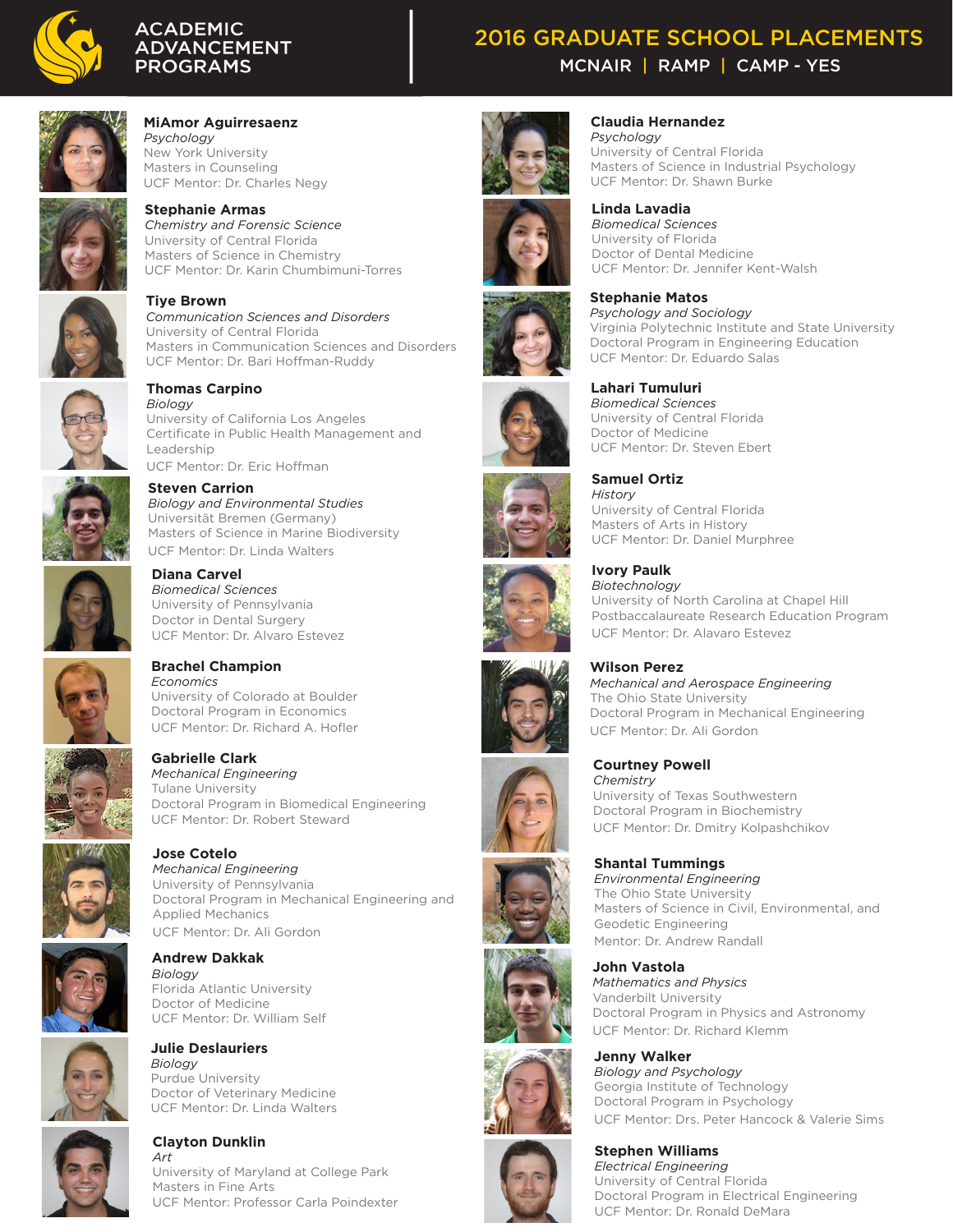ACADEMIC ADVANCEMENT PROGRAMS

# 2016 GRADUATE SCHOOL PLACEMENTS

## MCNAIR | RAMP | CAMP - YES

**MiAmor Aguirresaenz**
*Psychology*
New York University
Masters in Counseling
UCF Mentor: Dr. Charles Negy

**Stephanie Armas**
*Chemistry and Forensic Science*
University of Central Florida
Masters of Science in Chemistry
UCF Mentor: Dr. Karin Chumbimuni-Torres

**Tiye Brown**
*Communication Sciences and Disorders*
University of Central Florida
Masters in Communication Sciences and Disorders
UCF Mentor: Dr. Bari Hoffman-Ruddy

**Thomas Carpino**
*Biology*
University of California Los Angeles
Certificate in Public Health Management and Leadership
UCF Mentor: Dr. Eric Hoffman

**Steven Carrion**
*Biology and Environmental Studies*
Universität Bremen (Germany)
Masters of Science in Marine Biodiversity
UCF Mentor: Dr. Linda Walters

**Diana Carvel**
*Biomedical Sciences*
University of Pennsylvania
Doctor in Dental Surgery
UCF Mentor: Dr. Alvaro Estevez

**Brachel Champion**
*Economics*
University of Colorado at Boulder
Doctoral Program in Economics
UCF Mentor: Dr. Richard A. Hofler

**Gabrielle Clark**
*Mechanical Engineering*
Tulane University
Doctoral Program in Biomedical Engineering
UCF Mentor: Dr. Robert Steward

**Jose Cotelo**
*Mechanical Engineering*
University of Pennsylvania
Doctoral Program in Mechanical Engineering and Applied Mechanics
UCF Mentor: Dr. Ali Gordon

**Andrew Dakkak**
*Biology*
Florida Atlantic University
Doctor of Medicine
UCF Mentor: Dr. William Self

**Julie Deslauriers**
*Biology*
Purdue University
Doctor of Veterinary Medicine
UCF Mentor: Dr. Linda Walters

**Clayton Dunklin**
*Art*
University of Maryland at College Park
Masters in Fine Arts
UCF Mentor: Professor Carla Poindexter

**Claudia Hernandez**
*Psychology*
University of Central Florida
Masters of Science in Industrial Psychology
UCF Mentor: Dr. Shawn Burke

**Linda Lavadia**
*Biomedical Sciences*
University of Florida
Doctor of Dental Medicine
UCF Mentor: Dr. Jennifer Kent-Walsh

**Stephanie Matos**
*Psychology and Sociology*
Virginia Polytechnic Institute and State University
Doctoral Program in Engineering Education
UCF Mentor: Dr. Eduardo Salas

**Lahari Tumuluri**
*Biomedical Sciences*
University of Central Florida
Doctor of Medicine
UCF Mentor: Dr. Steven Ebert

**Samuel Ortiz**
*History*
University of Central Florida
Masters of Arts in History
UCF Mentor: Dr. Daniel Murphree

**Ivory Paulk**
*Biotechnology*
University of North Carolina at Chapel Hill
Postbaccalaureate Research Education Program
UCF Mentor: Dr. Alavaro Estevez

**Wilson Perez**
*Mechanical and Aerospace Engineering*
The Ohio State University
Doctoral Program in Mechanical Engineering
UCF Mentor: Dr. Ali Gordon

**Courtney Powell**
*Chemistry*
University of Texas Southwestern
Doctoral Program in Biochemistry
UCF Mentor: Dr. Dmitry Kolpashchikov

**Shantal Tummings**
*Environmental Engineering*
The Ohio State University
Masters of Science in Civil, Environmental, and Geodetic Engineering
Mentor: Dr. Andrew Randall

**John Vastola**
*Mathematics and Physics*
Vanderbilt University
Doctoral Program in Physics and Astronomy
UCF Mentor: Dr. Richard Klemm

**Jenny Walker**
*Biology and Psychology*
Georgia Institute of Technology
Doctoral Program in Psychology
UCF Mentor: Drs. Peter Hancock & Valerie Sims

**Stephen Williams**
*Electrical Engineering*
University of Central Florida
Doctoral Program in Electrical Engineering
UCF Mentor: Dr. Ronald DeMara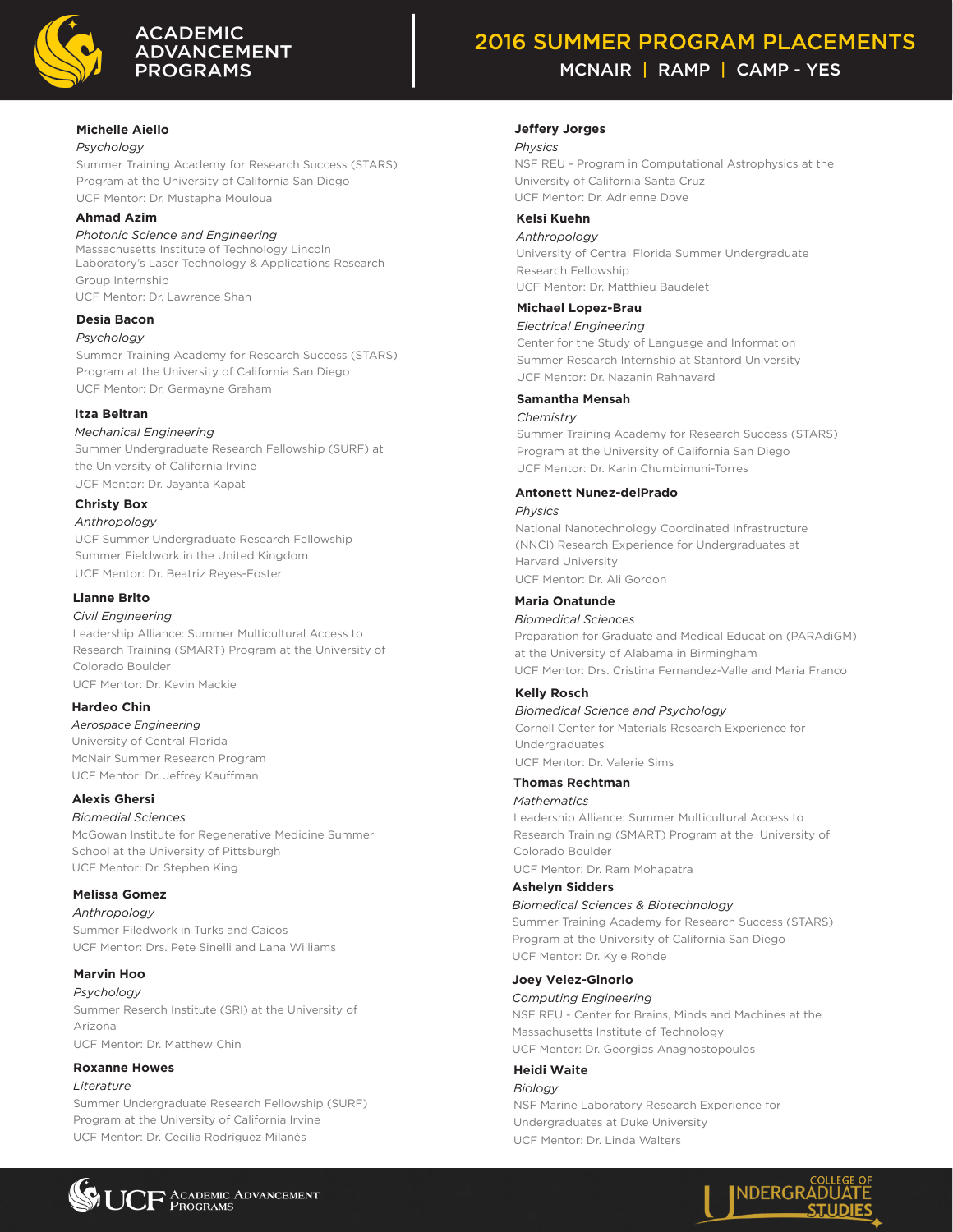# ACADEMIC ADVANCEMENT PROGRAMS

## 2016 SUMMER PROGRAM PLACEMENTS

### MCNAIR | RAMP | CAMP - YES

**Michelle Aiello**
*Psychology*
Summer Training Academy for Research Success (STARS) Program at the University of California San Diego
UCF Mentor: Dr. Mustapha Mouloua

**Ahmad Azim**
*Photonic Science and Engineering*
Massachusetts Institute of Technology Lincoln Laboratory's Laser Technology & Applications Research Group Internship
UCF Mentor: Dr. Lawrence Shah

**Desia Bacon**
*Psychology*
Summer Training Academy for Research Success (STARS) Program at the University of California San Diego
UCF Mentor: Dr. Germayne Graham

**Itza Beltran**
*Mechanical Engineering*
Summer Undergraduate Research Fellowship (SURF) at the University of California Irvine
UCF Mentor: Dr. Jayanta Kapat

**Christy Box**
*Anthropology*
UCF Summer Undergraduate Research Fellowship Summer Fieldwork in the United Kingdom
UCF Mentor: Dr. Beatriz Reyes-Foster

**Lianne Brito**
*Civil Engineering*
Leadership Alliance: Summer Multicultural Access to Research Training (SMART) Program at the University of Colorado Boulder
UCF Mentor: Dr. Kevin Mackie

**Hardeo Chin**
*Aerospace Engineering*
University of Central Florida McNair Summer Research Program
UCF Mentor: Dr. Jeffrey Kauffman

**Alexis Ghersi**
*Biomedial Sciences*
McGowan Institute for Regenerative Medicine Summer School at the University of Pittsburgh
UCF Mentor: Dr. Stephen King

**Melissa Gomez**
*Anthropology*
Summer Filedwork in Turks and Caicos
UCF Mentor: Drs. Pete Sinelli and Lana Williams

**Marvin Hoo**
*Psychology*
Summer Reserch Institute (SRI) at the University of Arizona
UCF Mentor: Dr. Matthew Chin

**Roxanne Howes**
*Literature*
Summer Undergraduate Research Fellowship (SURF) Program at the University of California Irvine
UCF Mentor: Dr. Cecilia Rodríguez Milanés

**Jeffery Jorges**
*Physics*
NSF REU - Program in Computational Astrophysics at the University of California Santa Cruz
UCF Mentor: Dr. Adrienne Dove

**Kelsi Kuehn**
*Anthropology*
University of Central Florida Summer Undergraduate Research Fellowship
UCF Mentor: Dr. Matthieu Baudelet

**Michael Lopez-Brau**
*Electrical Engineering*
Center for the Study of Language and Information Summer Research Internship at Stanford University
UCF Mentor: Dr. Nazanin Rahnavard

**Samantha Mensah**
*Chemistry*
Summer Training Academy for Research Success (STARS) Program at the University of California San Diego
UCF Mentor: Dr. Karin Chumbimuni-Torres

**Antonett Nunez-delPrado**
*Physics*
National Nanotechnology Coordinated Infrastructure (NNCI) Research Experience for Undergraduates at Harvard University
UCF Mentor: Dr. Ali Gordon

**Maria Onatunde**
*Biomedical Sciences*
Preparation for Graduate and Medical Education (PARAdiGM) at the University of Alabama in Birmingham
UCF Mentor: Drs. Cristina Fernandez-Valle and Maria Franco

**Kelly Rosch**
*Biomedical Science and Psychology*
Cornell Center for Materials Research Experience for Undergraduates
UCF Mentor: Dr. Valerie Sims

**Thomas Rechtman**
*Mathematics*
Leadership Alliance: Summer Multicultural Access to Research Training (SMART) Program at the University of Colorado Boulder
UCF Mentor: Dr. Ram Mohapatra

**Ashelyn Sidders**
*Biomedical Sciences & Biotechnology*
Summer Training Academy for Research Success (STARS) Program at the University of California San Diego
UCF Mentor: Dr. Kyle Rohde

**Joey Velez-Ginorio**
*Computing Engineering*
NSF REU - Center for Brains, Minds and Machines at the Massachusetts Institute of Technology
UCF Mentor: Dr. Georgios Anagnostopoulos

**Heidi Waite**
*Biology*
NSF Marine Laboratory Research Experience for Undergraduates at Duke University
UCF Mentor: Dr. Linda Walters

UCF Academic Advancement Programs

College of Undergraduate Studies